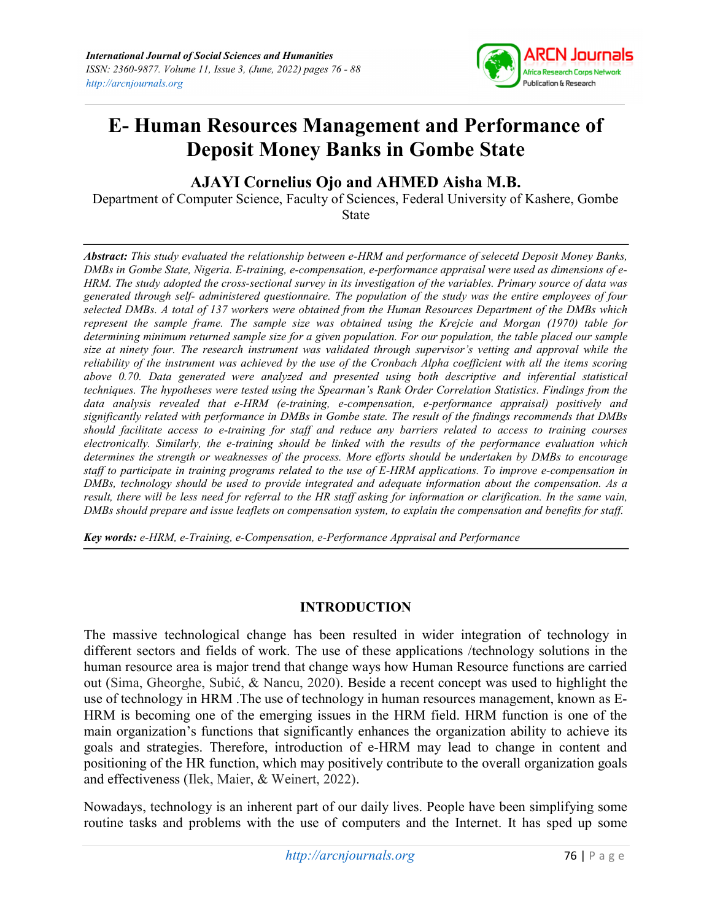# E- Human Resources Management and Performance of Deposit Money Banks in Gombe State

**AJAYI Cornelius Ojo and AHMED Aisha M.B.**

Department of Computer Science, Faculty of Sciences, Federal University of Kashere, Gombe State

***Abstract:*** *This study evaluated the relationship between e-HRM and performance of selecetd Deposit Money Banks, DMBs in Gombe State, Nigeria. E-training, e-compensation, e-performance appraisal were used as dimensions of e-HRM. The study adopted the cross-sectional survey in its investigation of the variables. Primary source of data was generated through self- administered questionnaire. The population of the study was the entire employees of four selected DMBs. A total of 137 workers were obtained from the Human Resources Department of the DMBs which represent the sample frame. The sample size was obtained using the Krejcie and Morgan (1970) table for determining minimum returned sample size for a given population. For our population, the table placed our sample size at ninety four. The research instrument was validated through supervisor's vetting and approval while the reliability of the instrument was achieved by the use of the Cronbach Alpha coefficient with all the items scoring above 0.70. Data generated were analyzed and presented using both descriptive and inferential statistical techniques. The hypotheses were tested using the Spearman's Rank Order Correlation Statistics. Findings from the data analysis revealed that e-HRM (e-training, e-compensation, e-performance appraisal) positively and significantly related with performance in DMBs in Gombe state. The result of the findings recommends that DMBs should facilitate access to e-training for staff and reduce any barriers related to access to training courses electronically. Similarly, the e-training should be linked with the results of the performance evaluation which determines the strength or weaknesses of the process. More efforts should be undertaken by DMBs to encourage staff to participate in training programs related to the use of E-HRM applications. To improve e-compensation in DMBs, technology should be used to provide integrated and adequate information about the compensation. As a result, there will be less need for referral to the HR staff asking for information or clarification. In the same vain, DMBs should prepare and issue leaflets on compensation system, to explain the compensation and benefits for staff.*

***Key words:*** *e-HRM, e-Training, e-Compensation, e-Performance Appraisal and Performance*

## INTRODUCTION

The massive technological change has been resulted in wider integration of technology in different sectors and fields of work. The use of these applications /technology solutions in the human resource area is major trend that change ways how Human Resource functions are carried out (Sima, Gheorghe, Subić, & Nancu, 2020). Beside a recent concept was used to highlight the use of technology in HRM .The use of technology in human resources management, known as E-HRM is becoming one of the emerging issues in the HRM field. HRM function is one of the main organization's functions that significantly enhances the organization ability to achieve its goals and strategies. Therefore, introduction of e-HRM may lead to change in content and positioning of the HR function, which may positively contribute to the overall organization goals and effectiveness (Ilek, Maier, & Weinert, 2022).

Nowadays, technology is an inherent part of our daily lives. People have been simplifying some routine tasks and problems with the use of computers and the Internet. It has sped up some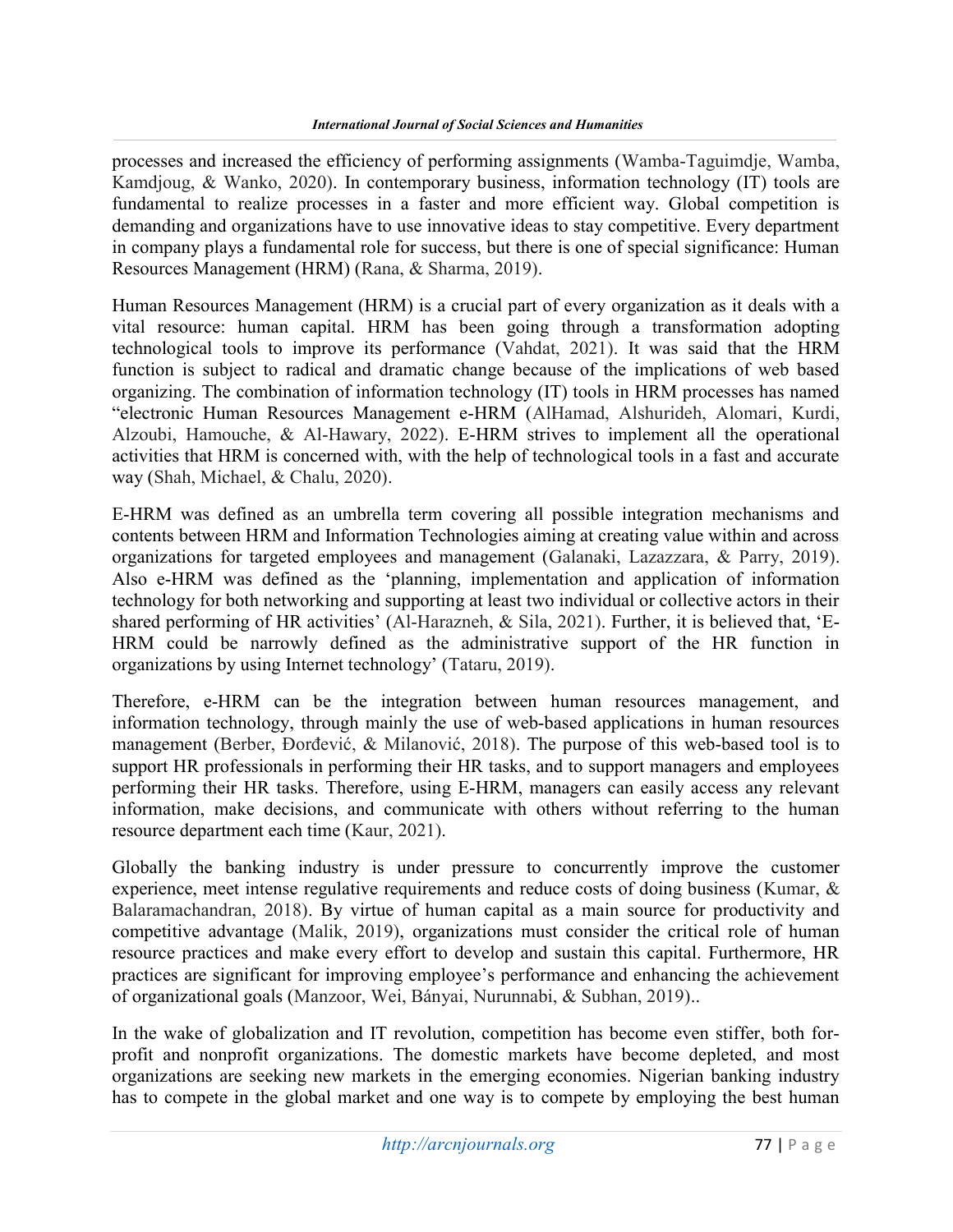processes and increased the efficiency of performing assignments (Wamba-Taguimdje, Wamba, Kamdjoug, & Wanko, 2020). In contemporary business, information technology (IT) tools are fundamental to realize processes in a faster and more efficient way. Global competition is demanding and organizations have to use innovative ideas to stay competitive. Every department in company plays a fundamental role for success, but there is one of special significance: Human Resources Management (HRM) (Rana, & Sharma, 2019).

Human Resources Management (HRM) is a crucial part of every organization as it deals with a vital resource: human capital. HRM has been going through a transformation adopting technological tools to improve its performance (Vahdat, 2021). It was said that the HRM function is subject to radical and dramatic change because of the implications of web based organizing. The combination of information technology (IT) tools in HRM processes has named "electronic Human Resources Management e-HRM (AlHamad, Alshurideh, Alomari, Kurdi, Alzoubi, Hamouche, & Al-Hawary, 2022). E-HRM strives to implement all the operational activities that HRM is concerned with, with the help of technological tools in a fast and accurate way (Shah, Michael, & Chalu, 2020).

E-HRM was defined as an umbrella term covering all possible integration mechanisms and contents between HRM and Information Technologies aiming at creating value within and across organizations for targeted employees and management (Galanaki, Lazazzara, & Parry, 2019). Also e-HRM was defined as the 'planning, implementation and application of information technology for both networking and supporting at least two individual or collective actors in their shared performing of HR activities' (Al-Harazneh, & Sila, 2021). Further, it is believed that, 'E-HRM could be narrowly defined as the administrative support of the HR function in organizations by using Internet technology' (Tataru, 2019).

Therefore, e-HRM can be the integration between human resources management, and information technology, through mainly the use of web-based applications in human resources management (Berber, Đorđević, & Milanović, 2018). The purpose of this web-based tool is to support HR professionals in performing their HR tasks, and to support managers and employees performing their HR tasks. Therefore, using E-HRM, managers can easily access any relevant information, make decisions, and communicate with others without referring to the human resource department each time (Kaur, 2021).

Globally the banking industry is under pressure to concurrently improve the customer experience, meet intense regulative requirements and reduce costs of doing business (Kumar, & Balaramachandran, 2018). By virtue of human capital as a main source for productivity and competitive advantage (Malik, 2019), organizations must consider the critical role of human resource practices and make every effort to develop and sustain this capital. Furthermore, HR practices are significant for improving employee's performance and enhancing the achievement of organizational goals (Manzoor, Wei, Bányai, Nurunnabi, & Subhan, 2019)..

In the wake of globalization and IT revolution, competition has become even stiffer, both for-profit and nonprofit organizations. The domestic markets have become depleted, and most organizations are seeking new markets in the emerging economies. Nigerian banking industry has to compete in the global market and one way is to compete by employing the best human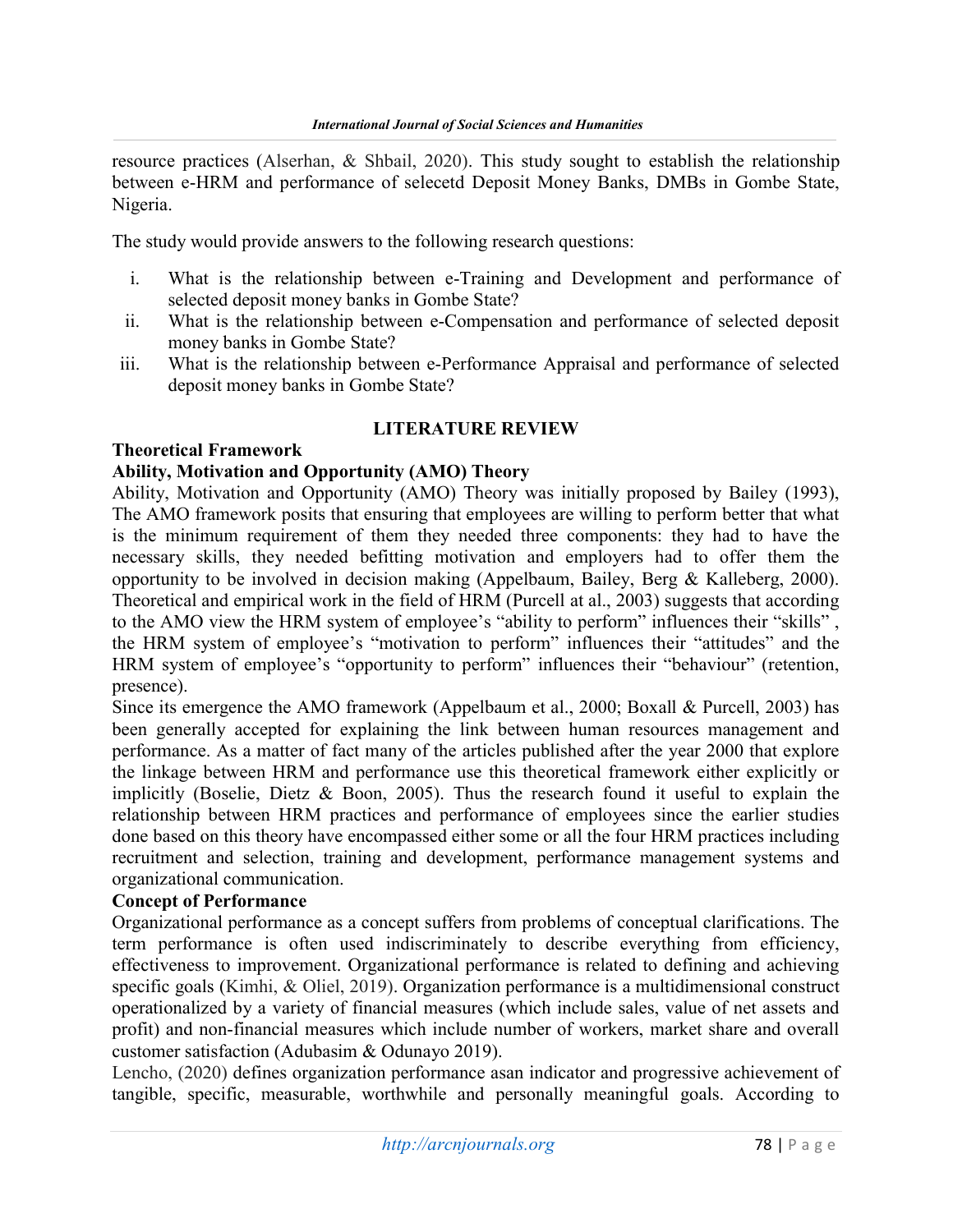resource practices (Alserhan, & Shbail, 2020). This study sought to establish the relationship between e-HRM and performance of selecetd Deposit Money Banks, DMBs in Gombe State, Nigeria.

The study would provide answers to the following research questions:

i. What is the relationship between e-Training and Development and performance of selected deposit money banks in Gombe State?
ii. What is the relationship between e-Compensation and performance of selected deposit money banks in Gombe State?
iii. What is the relationship between e-Performance Appraisal and performance of selected deposit money banks in Gombe State?

## LITERATURE REVIEW

### Theoretical Framework

### Ability, Motivation and Opportunity (AMO) Theory

Ability, Motivation and Opportunity (AMO) Theory was initially proposed by Bailey (1993), The AMO framework posits that ensuring that employees are willing to perform better that what is the minimum requirement of them they needed three components: they had to have the necessary skills, they needed befitting motivation and employers had to offer them the opportunity to be involved in decision making (Appelbaum, Bailey, Berg & Kalleberg, 2000). Theoretical and empirical work in the field of HRM (Purcell at al., 2003) suggests that according to the AMO view the HRM system of employee's "ability to perform" influences their "skills" , the HRM system of employee's "motivation to perform" influences their "attitudes" and the HRM system of employee's "opportunity to perform" influences their "behaviour" (retention, presence).

Since its emergence the AMO framework (Appelbaum et al., 2000; Boxall & Purcell, 2003) has been generally accepted for explaining the link between human resources management and performance. As a matter of fact many of the articles published after the year 2000 that explore the linkage between HRM and performance use this theoretical framework either explicitly or implicitly (Boselie, Dietz & Boon, 2005). Thus the research found it useful to explain the relationship between HRM practices and performance of employees since the earlier studies done based on this theory have encompassed either some or all the four HRM practices including recruitment and selection, training and development, performance management systems and organizational communication.

### Concept of Performance

Organizational performance as a concept suffers from problems of conceptual clarifications. The term performance is often used indiscriminately to describe everything from efficiency, effectiveness to improvement. Organizational performance is related to defining and achieving specific goals (Kimhi, & Oliel, 2019). Organization performance is a multidimensional construct operationalized by a variety of financial measures (which include sales, value of net assets and profit) and non-financial measures which include number of workers, market share and overall customer satisfaction (Adubasim & Odunayo 2019).

Lencho, (2020) defines organization performance asan indicator and progressive achievement of tangible, specific, measurable, worthwhile and personally meaningful goals. According to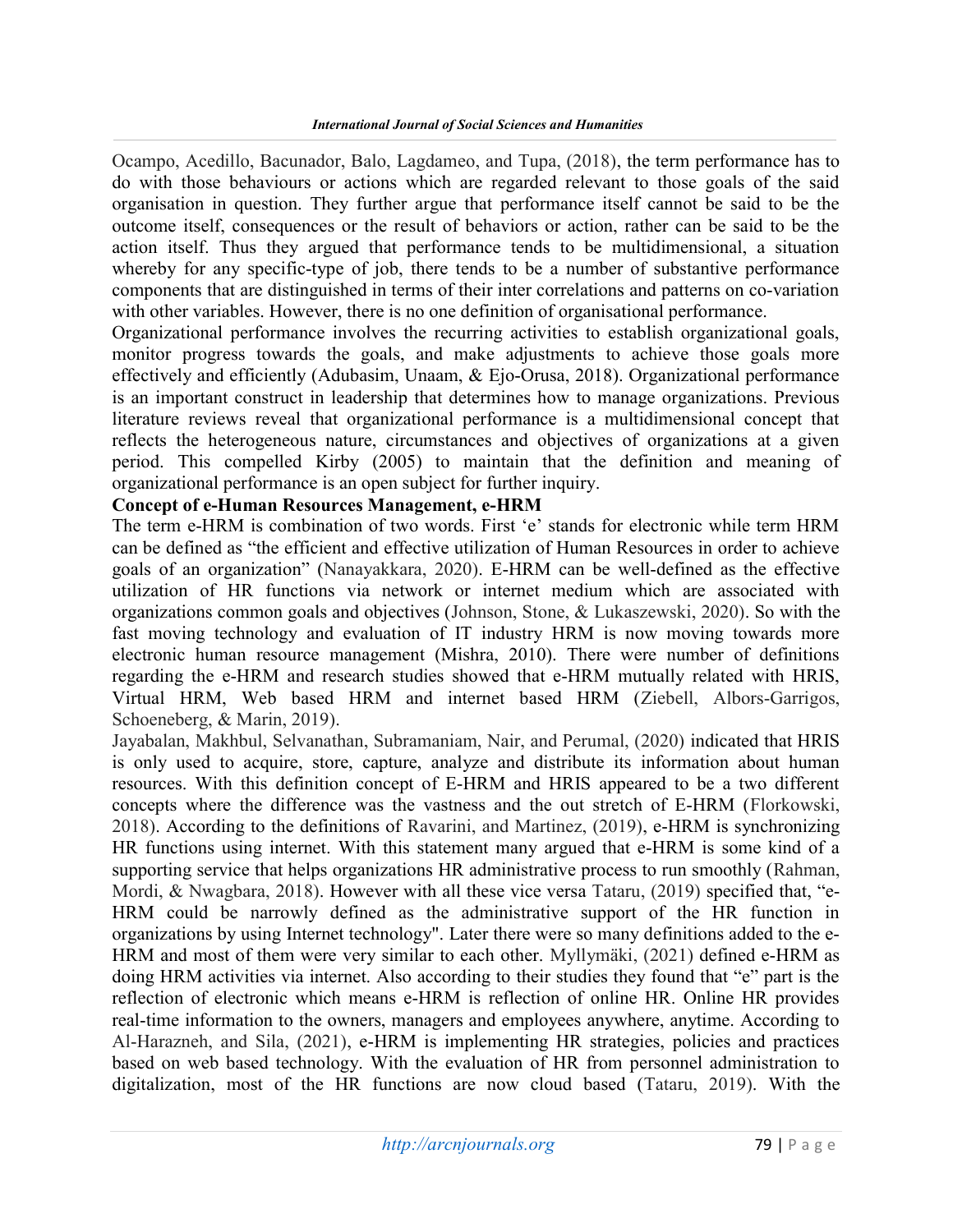Ocampo, Acedillo, Bacunador, Balo, Lagdameo, and Tupa, (2018), the term performance has to do with those behaviours or actions which are regarded relevant to those goals of the said organisation in question. They further argue that performance itself cannot be said to be the outcome itself, consequences or the result of behaviors or action, rather can be said to be the action itself. Thus they argued that performance tends to be multidimensional, a situation whereby for any specific-type of job, there tends to be a number of substantive performance components that are distinguished in terms of their inter correlations and patterns on co-variation with other variables. However, there is no one definition of organisational performance.

Organizational performance involves the recurring activities to establish organizational goals, monitor progress towards the goals, and make adjustments to achieve those goals more effectively and efficiently (Adubasim, Unaam, & Ejo-Orusa, 2018). Organizational performance is an important construct in leadership that determines how to manage organizations. Previous literature reviews reveal that organizational performance is a multidimensional concept that reflects the heterogeneous nature, circumstances and objectives of organizations at a given period. This compelled Kirby (2005) to maintain that the definition and meaning of organizational performance is an open subject for further inquiry.

**Concept of e-Human Resources Management, e-HRM**

The term e-HRM is combination of two words. First 'e' stands for electronic while term HRM can be defined as "the efficient and effective utilization of Human Resources in order to achieve goals of an organization" (Nanayakkara, 2020). E-HRM can be well-defined as the effective utilization of HR functions via network or internet medium which are associated with organizations common goals and objectives (Johnson, Stone, & Lukaszewski, 2020). So with the fast moving technology and evaluation of IT industry HRM is now moving towards more electronic human resource management (Mishra, 2010). There were number of definitions regarding the e-HRM and research studies showed that e-HRM mutually related with HRIS, Virtual HRM, Web based HRM and internet based HRM (Ziebell, Albors-Garrigos, Schoeneberg, & Marin, 2019).

Jayabalan, Makhbul, Selvanathan, Subramaniam, Nair, and Perumal, (2020) indicated that HRIS is only used to acquire, store, capture, analyze and distribute its information about human resources. With this definition concept of E-HRM and HRIS appeared to be a two different concepts where the difference was the vastness and the out stretch of E-HRM (Florkowski, 2018). According to the definitions of Ravarini, and Martinez, (2019), e-HRM is synchronizing HR functions using internet. With this statement many argued that e-HRM is some kind of a supporting service that helps organizations HR administrative process to run smoothly (Rahman, Mordi, & Nwagbara, 2018). However with all these vice versa Tataru, (2019) specified that, "e-HRM could be narrowly defined as the administrative support of the HR function in organizations by using Internet technology". Later there were so many definitions added to the e-HRM and most of them were very similar to each other. Myllymäki, (2021) defined e-HRM as doing HRM activities via internet. Also according to their studies they found that "e" part is the reflection of electronic which means e-HRM is reflection of online HR. Online HR provides real-time information to the owners, managers and employees anywhere, anytime. According to Al-Harazneh, and Sila, (2021), e-HRM is implementing HR strategies, policies and practices based on web based technology. With the evaluation of HR from personnel administration to digitalization, most of the HR functions are now cloud based (Tataru, 2019). With the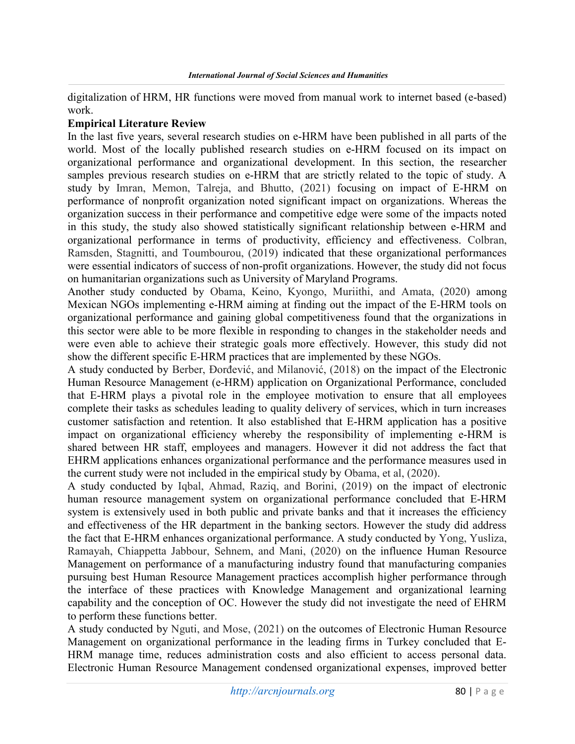digitalization of HRM, HR functions were moved from manual work to internet based (e-based) work.

**Empirical Literature Review**

In the last five years, several research studies on e-HRM have been published in all parts of the world. Most of the locally published research studies on e-HRM focused on its impact on organizational performance and organizational development. In this section, the researcher samples previous research studies on e-HRM that are strictly related to the topic of study. A study by Imran, Memon, Talreja, and Bhutto, (2021) focusing on impact of E-HRM on performance of nonprofit organization noted significant impact on organizations. Whereas the organization success in their performance and competitive edge were some of the impacts noted in this study, the study also showed statistically significant relationship between e-HRM and organizational performance in terms of productivity, efficiency and effectiveness. Colbran, Ramsden, Stagnitti, and Toumbourou, (2019) indicated that these organizational performances were essential indicators of success of non-profit organizations. However, the study did not focus on humanitarian organizations such as University of Maryland Programs.

Another study conducted by Obama, Keino, Kyongo, Muriithi, and Amata, (2020) among Mexican NGOs implementing e-HRM aiming at finding out the impact of the E-HRM tools on organizational performance and gaining global competitiveness found that the organizations in this sector were able to be more flexible in responding to changes in the stakeholder needs and were even able to achieve their strategic goals more effectively. However, this study did not show the different specific E-HRM practices that are implemented by these NGOs.

A study conducted by Berber, Đorđević, and Milanović, (2018) on the impact of the Electronic Human Resource Management (e-HRM) application on Organizational Performance, concluded that E-HRM plays a pivotal role in the employee motivation to ensure that all employees complete their tasks as schedules leading to quality delivery of services, which in turn increases customer satisfaction and retention. It also established that E-HRM application has a positive impact on organizational efficiency whereby the responsibility of implementing e-HRM is shared between HR staff, employees and managers. However it did not address the fact that EHRM applications enhances organizational performance and the performance measures used in the current study were not included in the empirical study by Obama, et al, (2020).

A study conducted by Iqbal, Ahmad, Raziq, and Borini, (2019) on the impact of electronic human resource management system on organizational performance concluded that E-HRM system is extensively used in both public and private banks and that it increases the efficiency and effectiveness of the HR department in the banking sectors. However the study did address the fact that E-HRM enhances organizational performance. A study conducted by Yong, Yusliza, Ramayah, Chiappetta Jabbour, Sehnem, and Mani, (2020) on the influence Human Resource Management on performance of a manufacturing industry found that manufacturing companies pursuing best Human Resource Management practices accomplish higher performance through the interface of these practices with Knowledge Management and organizational learning capability and the conception of OC. However the study did not investigate the need of EHRM to perform these functions better.

A study conducted by Nguti, and Mose, (2021) on the outcomes of Electronic Human Resource Management on organizational performance in the leading firms in Turkey concluded that E-HRM manage time, reduces administration costs and also efficient to access personal data. Electronic Human Resource Management condensed organizational expenses, improved better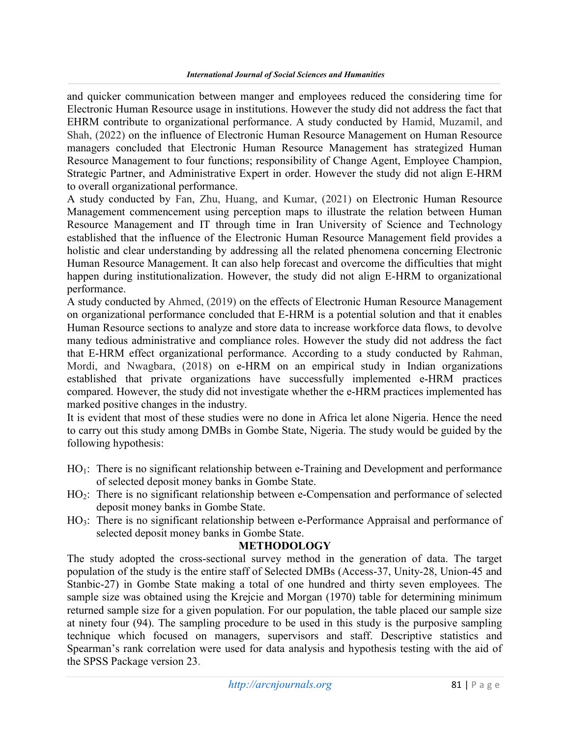and quicker communication between manger and employees reduced the considering time for Electronic Human Resource usage in institutions. However the study did not address the fact that EHRM contribute to organizational performance. A study conducted by Hamid, Muzamil, and Shah, (2022) on the influence of Electronic Human Resource Management on Human Resource managers concluded that Electronic Human Resource Management has strategized Human Resource Management to four functions; responsibility of Change Agent, Employee Champion, Strategic Partner, and Administrative Expert in order. However the study did not align E-HRM to overall organizational performance.

A study conducted by Fan, Zhu, Huang, and Kumar, (2021) on Electronic Human Resource Management commencement using perception maps to illustrate the relation between Human Resource Management and IT through time in Iran University of Science and Technology established that the influence of the Electronic Human Resource Management field provides a holistic and clear understanding by addressing all the related phenomena concerning Electronic Human Resource Management. It can also help forecast and overcome the difficulties that might happen during institutionalization. However, the study did not align E-HRM to organizational performance.

A study conducted by Ahmed, (2019) on the effects of Electronic Human Resource Management on organizational performance concluded that E-HRM is a potential solution and that it enables Human Resource sections to analyze and store data to increase workforce data flows, to devolve many tedious administrative and compliance roles. However the study did not address the fact that E-HRM effect organizational performance. According to a study conducted by Rahman, Mordi, and Nwagbara, (2018) on e-HRM on an empirical study in Indian organizations established that private organizations have successfully implemented e-HRM practices compared. However, the study did not investigate whether the e-HRM practices implemented has marked positive changes in the industry.

It is evident that most of these studies were no done in Africa let alone Nigeria. Hence the need to carry out this study among DMBs in Gombe State, Nigeria. The study would be guided by the following hypothesis:

- $HO_1$: There is no significant relationship between e-Training and Development and performance of selected deposit money banks in Gombe State.
- $HO_2$: There is no significant relationship between e-Compensation and performance of selected deposit money banks in Gombe State.
- $HO_3$: There is no significant relationship between e-Performance Appraisal and performance of selected deposit money banks in Gombe State.

## METHODOLOGY

The study adopted the cross-sectional survey method in the generation of data. The target population of the study is the entire staff of Selected DMBs (Access-37, Unity-28, Union-45 and Stanbic-27) in Gombe State making a total of one hundred and thirty seven employees. The sample size was obtained using the Krejcie and Morgan (1970) table for determining minimum returned sample size for a given population. For our population, the table placed our sample size at ninety four (94). The sampling procedure to be used in this study is the purposive sampling technique which focused on managers, supervisors and staff. Descriptive statistics and Spearman's rank correlation were used for data analysis and hypothesis testing with the aid of the SPSS Package version 23.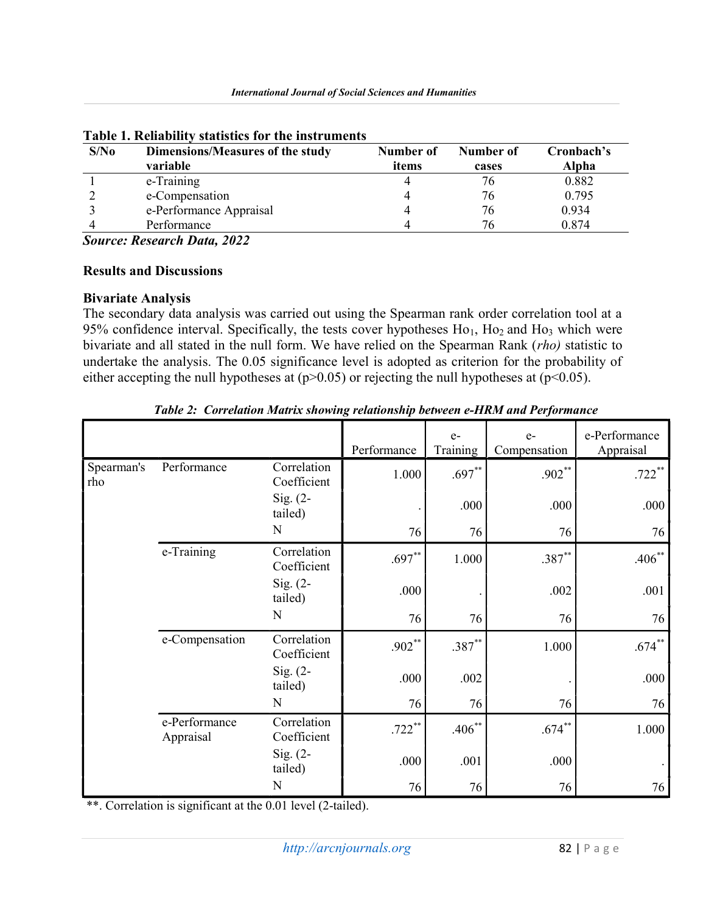**Table 1. Reliability statistics for the instruments**

| S/No | Dimensions/Measures of the study variable | Number of items | Number of cases | Cronbach's Alpha |
|---|---|---|---|---|
| 1 | e-Training | 4 | 76 | 0.882 |
| 2 | e-Compensation | 4 | 76 | 0.795 |
| 3 | e-Performance Appraisal | 4 | 76 | 0.934 |
| 4 | Performance | 4 | 76 | 0.874 |

***Source: Research Data, 2022***

**Results and Discussions**

**Bivariate Analysis**

The secondary data analysis was carried out using the Spearman rank order correlation tool at a 95% confidence interval. Specifically, the tests cover hypotheses $Ho_1$, $Ho_2$ and $Ho_3$ which were bivariate and all stated in the null form. We have relied on the Spearman Rank (*rho)* statistic to undertake the analysis. The 0.05 significance level is adopted as criterion for the probability of either accepting the null hypotheses at ($p>0.05$) or rejecting the null hypotheses at ($p<0.05$).

***Table 2: Correlation Matrix showing relationship between e-HRM and Performance***

| | | | Performance | e-Training | e-Compensation | e-Performance Appraisal |
|---|---|---|---|---|---|---|
| Spearman's rho | Performance | Correlation Coefficient | 1.000 | .697** | .902** | .722** |
| | | Sig. (2-tailed) | . | .000 | .000 | .000 |
| | | N | 76 | 76 | 76 | 76 |
| | e-Training | Correlation Coefficient | .697** | 1.000 | .387** | .406** |
| | | Sig. (2-tailed) | .000 | . | .002 | .001 |
| | | N | 76 | 76 | 76 | 76 |
| | e-Compensation | Correlation Coefficient | .902** | .387** | 1.000 | .674** |
| | | Sig. (2-tailed) | .000 | .002 | . | .000 |
| | | N | 76 | 76 | 76 | 76 |
| | e-Performance Appraisal | Correlation Coefficient | .722** | .406** | .674** | 1.000 |
| | | Sig. (2-tailed) | .000 | .001 | .000 | . |
| | | N | 76 | 76 | 76 | 76 |

**. Correlation is significant at the 0.01 level (2-tailed).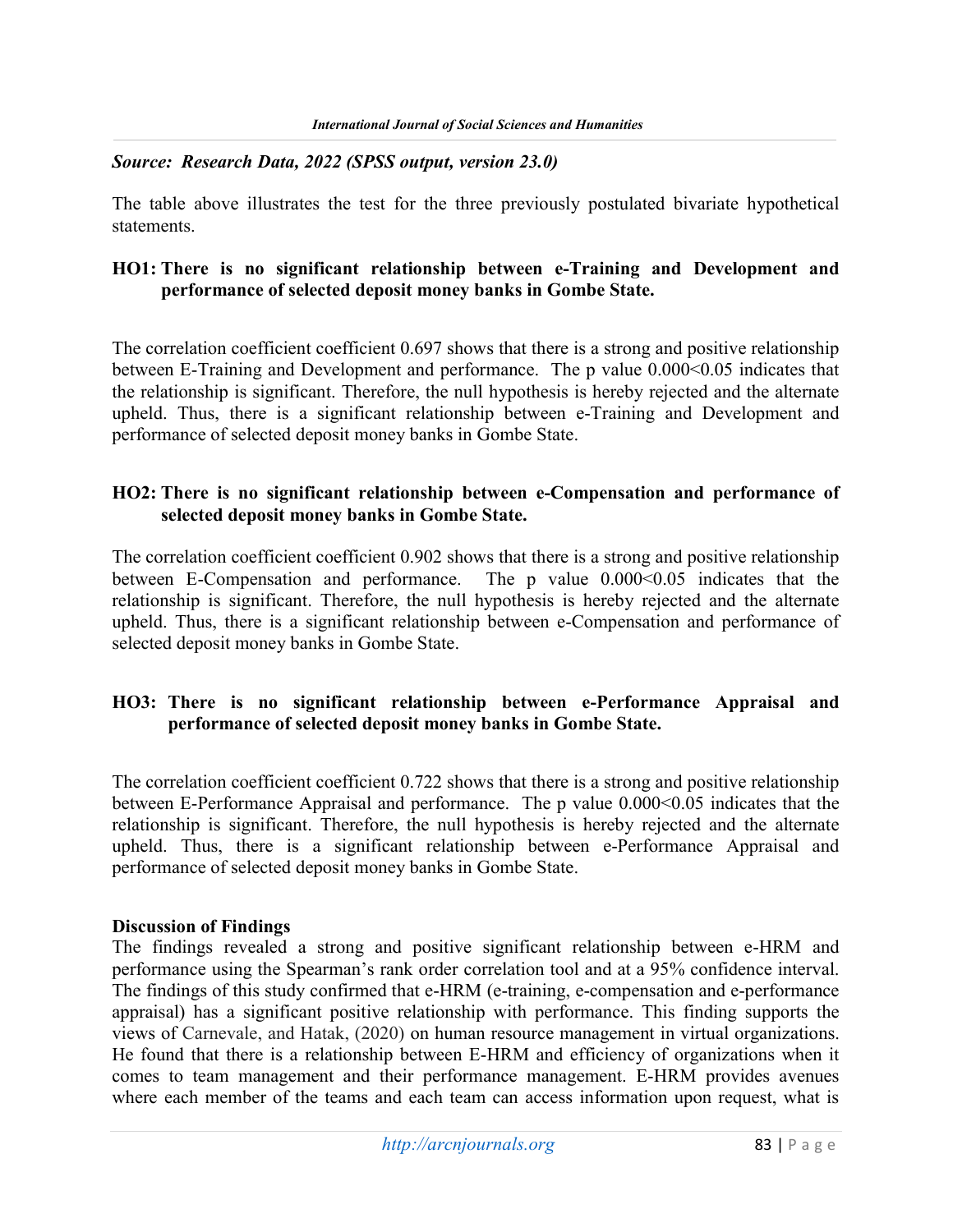*Source: Research Data, 2022 (SPSS output, version 23.0)*

The table above illustrates the test for the three previously postulated bivariate hypothetical statements.

**HO1: There is no significant relationship between e-Training and Development and performance of selected deposit money banks in Gombe State.**

The correlation coefficient coefficient 0.697 shows that there is a strong and positive relationship between E-Training and Development and performance. The p value $0.000<0.05$ indicates that the relationship is significant. Therefore, the null hypothesis is hereby rejected and the alternate upheld. Thus, there is a significant relationship between e-Training and Development and performance of selected deposit money banks in Gombe State.

**HO2: There is no significant relationship between e-Compensation and performance of selected deposit money banks in Gombe State.**

The correlation coefficient coefficient 0.902 shows that there is a strong and positive relationship between E-Compensation and performance. The p value $0.000<0.05$ indicates that the relationship is significant. Therefore, the null hypothesis is hereby rejected and the alternate upheld. Thus, there is a significant relationship between e-Compensation and performance of selected deposit money banks in Gombe State.

**HO3: There is no significant relationship between e-Performance Appraisal and performance of selected deposit money banks in Gombe State.**

The correlation coefficient coefficient 0.722 shows that there is a strong and positive relationship between E-Performance Appraisal and performance. The p value $0.000<0.05$ indicates that the relationship is significant. Therefore, the null hypothesis is hereby rejected and the alternate upheld. Thus, there is a significant relationship between e-Performance Appraisal and performance of selected deposit money banks in Gombe State.

**Discussion of Findings**

The findings revealed a strong and positive significant relationship between e-HRM and performance using the Spearman's rank order correlation tool and at a 95% confidence interval. The findings of this study confirmed that e-HRM (e-training, e-compensation and e-performance appraisal) has a significant positive relationship with performance. This finding supports the views of Carnevale, and Hatak, (2020) on human resource management in virtual organizations. He found that there is a relationship between E-HRM and efficiency of organizations when it comes to team management and their performance management. E-HRM provides avenues where each member of the teams and each team can access information upon request, what is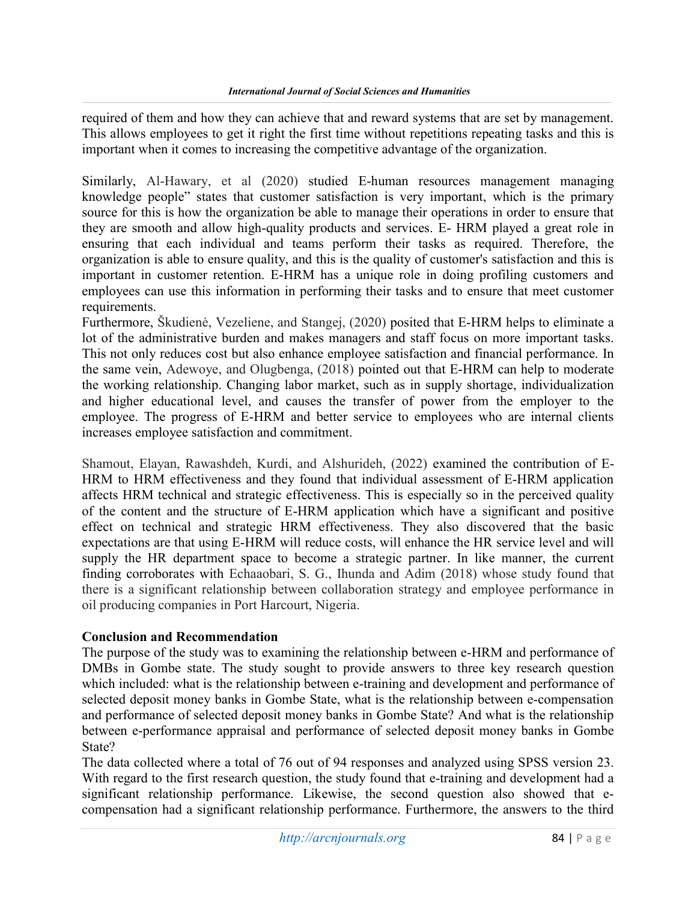required of them and how they can achieve that and reward systems that are set by management. This allows employees to get it right the first time without repetitions repeating tasks and this is important when it comes to increasing the competitive advantage of the organization.

Similarly, Al-Hawary, et al (2020) studied E-human resources management managing knowledge people" states that customer satisfaction is very important, which is the primary source for this is how the organization be able to manage their operations in order to ensure that they are smooth and allow high-quality products and services. E- HRM played a great role in ensuring that each individual and teams perform their tasks as required. Therefore, the organization is able to ensure quality, and this is the quality of customer's satisfaction and this is important in customer retention. E-HRM has a unique role in doing profiling customers and employees can use this information in performing their tasks and to ensure that meet customer requirements.

Furthermore, Škudienė, Vezeliene, and Stangej, (2020) posited that E-HRM helps to eliminate a lot of the administrative burden and makes managers and staff focus on more important tasks. This not only reduces cost but also enhance employee satisfaction and financial performance. In the same vein, Adewoye, and Olugbenga, (2018) pointed out that E-HRM can help to moderate the working relationship. Changing labor market, such as in supply shortage, individualization and higher educational level, and causes the transfer of power from the employer to the employee. The progress of E-HRM and better service to employees who are internal clients increases employee satisfaction and commitment.

Shamout, Elayan, Rawashdeh, Kurdi, and Alshurideh, (2022) examined the contribution of E-HRM to HRM effectiveness and they found that individual assessment of E-HRM application affects HRM technical and strategic effectiveness. This is especially so in the perceived quality of the content and the structure of E-HRM application which have a significant and positive effect on technical and strategic HRM effectiveness. They also discovered that the basic expectations are that using E-HRM will reduce costs, will enhance the HR service level and will supply the HR department space to become a strategic partner. In like manner, the current finding corroborates with Echaaobari, S. G., Ihunda and Adim (2018) whose study found that there is a significant relationship between collaboration strategy and employee performance in oil producing companies in Port Harcourt, Nigeria.

## Conclusion and Recommendation

The purpose of the study was to examining the relationship between e-HRM and performance of DMBs in Gombe state. The study sought to provide answers to three key research question which included: what is the relationship between e-training and development and performance of selected deposit money banks in Gombe State, what is the relationship between e-compensation and performance of selected deposit money banks in Gombe State? And what is the relationship between e-performance appraisal and performance of selected deposit money banks in Gombe State?

The data collected where a total of 76 out of 94 responses and analyzed using SPSS version 23. With regard to the first research question, the study found that e-training and development had a significant relationship performance. Likewise, the second question also showed that e-compensation had a significant relationship performance. Furthermore, the answers to the third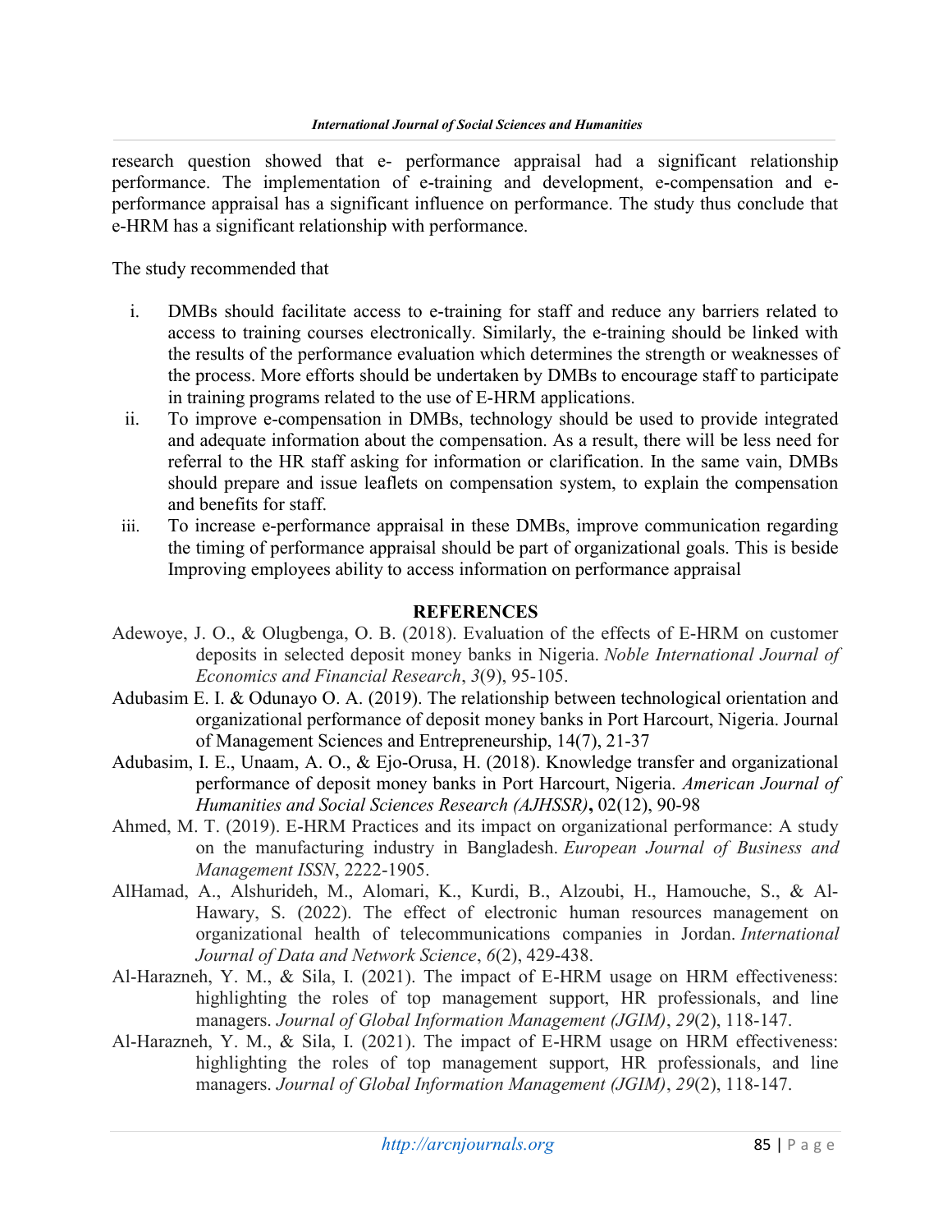research question showed that e- performance appraisal had a significant relationship performance. The implementation of e-training and development, e-compensation and e-performance appraisal has a significant influence on performance. The study thus conclude that e-HRM has a significant relationship with performance.

The study recommended that

i. DMBs should facilitate access to e-training for staff and reduce any barriers related to access to training courses electronically. Similarly, the e-training should be linked with the results of the performance evaluation which determines the strength or weaknesses of the process. More efforts should be undertaken by DMBs to encourage staff to participate in training programs related to the use of E-HRM applications.
ii. To improve e-compensation in DMBs, technology should be used to provide integrated and adequate information about the compensation. As a result, there will be less need for referral to the HR staff asking for information or clarification. In the same vain, DMBs should prepare and issue leaflets on compensation system, to explain the compensation and benefits for staff.
iii. To increase e-performance appraisal in these DMBs, improve communication regarding the timing of performance appraisal should be part of organizational goals. This is beside Improving employees ability to access information on performance appraisal

## REFERENCES

Adewoye, J. O., & Olugbenga, O. B. (2018). Evaluation of the effects of E-HRM on customer deposits in selected deposit money banks in Nigeria. *Noble International Journal of Economics and Financial Research*, *3*(9), 95-105.

Adubasim E. I. & Odunayo O. A. (2019). The relationship between technological orientation and organizational performance of deposit money banks in Port Harcourt, Nigeria. Journal of Management Sciences and Entrepreneurship, 14(7), 21-37

Adubasim, I. E., Unaam, A. O., & Ejo-Orusa, H. (2018). Knowledge transfer and organizational performance of deposit money banks in Port Harcourt, Nigeria. *American Journal of Humanities and Social Sciences Research (AJHSSR)***,** 02(12), 90-98

Ahmed, M. T. (2019). E-HRM Practices and its impact on organizational performance: A study on the manufacturing industry in Bangladesh. *European Journal of Business and Management ISSN*, 2222-1905.

AlHamad, A., Alshurideh, M., Alomari, K., Kurdi, B., Alzoubi, H., Hamouche, S., & Al-Hawary, S. (2022). The effect of electronic human resources management on organizational health of telecommunications companies in Jordan. *International Journal of Data and Network Science*, *6*(2), 429-438.

Al-Harazneh, Y. M., & Sila, I. (2021). The impact of E-HRM usage on HRM effectiveness: highlighting the roles of top management support, HR professionals, and line managers. *Journal of Global Information Management (JGIM)*, *29*(2), 118-147.

Al-Harazneh, Y. M., & Sila, I. (2021). The impact of E-HRM usage on HRM effectiveness: highlighting the roles of top management support, HR professionals, and line managers. *Journal of Global Information Management (JGIM)*, *29*(2), 118-147.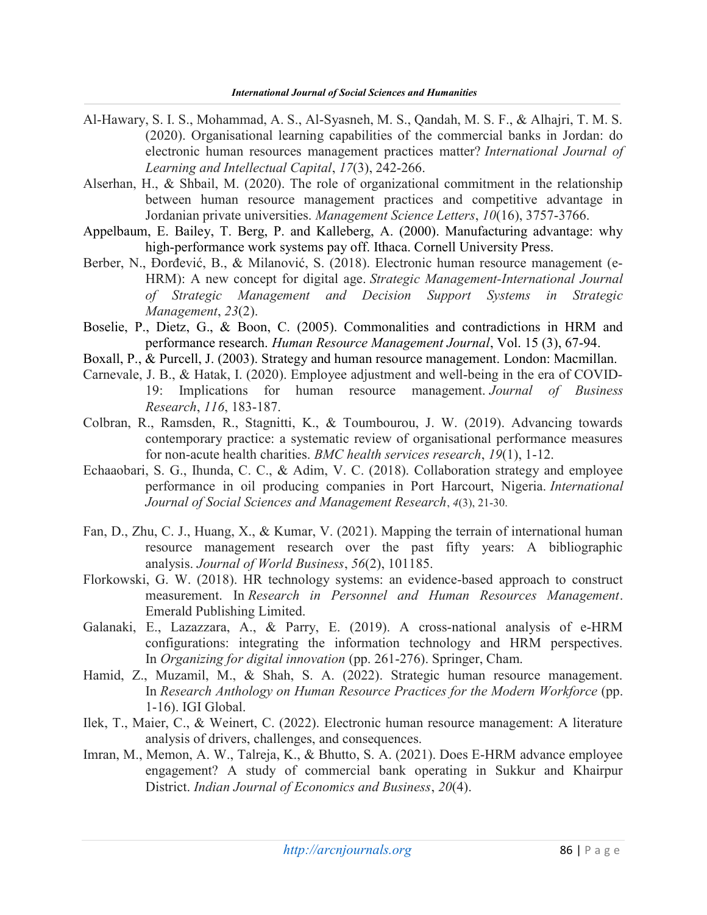Al-Hawary, S. I. S., Mohammad, A. S., Al-Syasneh, M. S., Qandah, M. S. F., & Alhajri, T. M. S. (2020). Organisational learning capabilities of the commercial banks in Jordan: do electronic human resources management practices matter? *International Journal of Learning and Intellectual Capital*, *17*(3), 242-266.

Alserhan, H., & Shbail, M. (2020). The role of organizational commitment in the relationship between human resource management practices and competitive advantage in Jordanian private universities. *Management Science Letters*, *10*(16), 3757-3766.

Appelbaum, E. Bailey, T. Berg, P. and Kalleberg, A. (2000). Manufacturing advantage: why high-performance work systems pay off. Ithaca. Cornell University Press.

Berber, N., Đorđević, B., & Milanović, S. (2018). Electronic human resource management (e-HRM): A new concept for digital age. *Strategic Management-International Journal of Strategic Management and Decision Support Systems in Strategic Management*, *23*(2).

Boselie, P., Dietz, G., & Boon, C. (2005). Commonalities and contradictions in HRM and performance research. *Human Resource Management Journal*, Vol. 15 (3), 67-94.

Boxall, P., & Purcell, J. (2003). Strategy and human resource management. London: Macmillan.

Carnevale, J. B., & Hatak, I. (2020). Employee adjustment and well-being in the era of COVID-19: Implications for human resource management. *Journal of Business Research*, *116*, 183-187.

Colbran, R., Ramsden, R., Stagnitti, K., & Toumbourou, J. W. (2019). Advancing towards contemporary practice: a systematic review of organisational performance measures for non-acute health charities. *BMC health services research*, *19*(1), 1-12.

Echaaobari, S. G., Ihunda, C. C., & Adim, V. C. (2018). Collaboration strategy and employee performance in oil producing companies in Port Harcourt, Nigeria. *International Journal of Social Sciences and Management Research*, *4*(3), 21-30.

Fan, D., Zhu, C. J., Huang, X., & Kumar, V. (2021). Mapping the terrain of international human resource management research over the past fifty years: A bibliographic analysis. *Journal of World Business*, *56*(2), 101185.

Florkowski, G. W. (2018). HR technology systems: an evidence-based approach to construct measurement. In *Research in Personnel and Human Resources Management*. Emerald Publishing Limited.

Galanaki, E., Lazazzara, A., & Parry, E. (2019). A cross-national analysis of e-HRM configurations: integrating the information technology and HRM perspectives. In *Organizing for digital innovation* (pp. 261-276). Springer, Cham.

Hamid, Z., Muzamil, M., & Shah, S. A. (2022). Strategic human resource management. In *Research Anthology on Human Resource Practices for the Modern Workforce* (pp. 1-16). IGI Global.

Ilek, T., Maier, C., & Weinert, C. (2022). Electronic human resource management: A literature analysis of drivers, challenges, and consequences.

Imran, M., Memon, A. W., Talreja, K., & Bhutto, S. A. (2021). Does E-HRM advance employee engagement? A study of commercial bank operating in Sukkur and Khairpur District. *Indian Journal of Economics and Business*, *20*(4).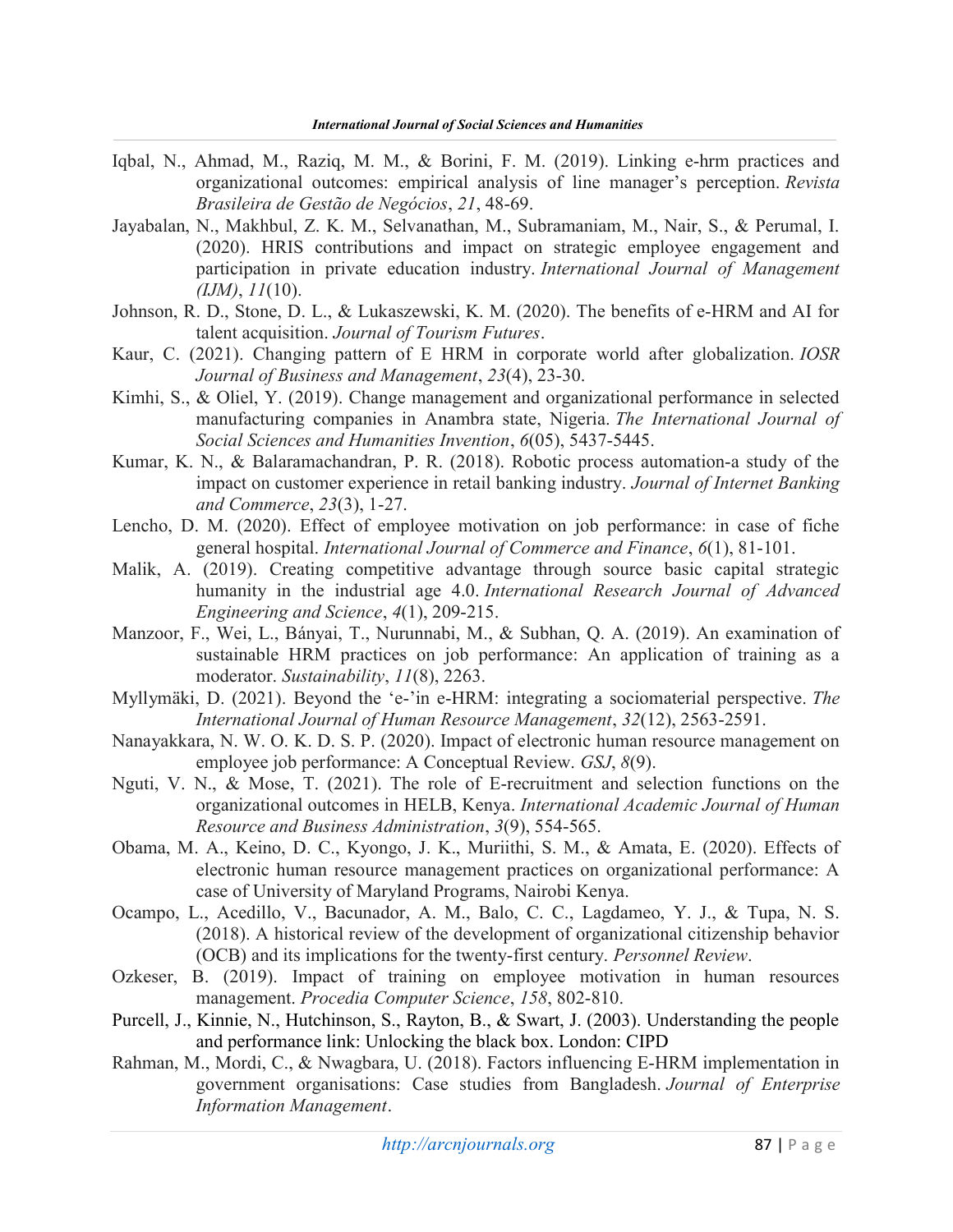Iqbal, N., Ahmad, M., Raziq, M. M., & Borini, F. M. (2019). Linking e-hrm practices and organizational outcomes: empirical analysis of line manager's perception. *Revista Brasileira de Gestão de Negócios*, *21*, 48-69.

Jayabalan, N., Makhbul, Z. K. M., Selvanathan, M., Subramaniam, M., Nair, S., & Perumal, I. (2020). HRIS contributions and impact on strategic employee engagement and participation in private education industry. *International Journal of Management (IJM)*, *11*(10).

Johnson, R. D., Stone, D. L., & Lukaszewski, K. M. (2020). The benefits of e-HRM and AI for talent acquisition. *Journal of Tourism Futures*.

Kaur, C. (2021). Changing pattern of E HRM in corporate world after globalization. *IOSR Journal of Business and Management*, *23*(4), 23-30.

Kimhi, S., & Oliel, Y. (2019). Change management and organizational performance in selected manufacturing companies in Anambra state, Nigeria. *The International Journal of Social Sciences and Humanities Invention*, *6*(05), 5437-5445.

Kumar, K. N., & Balaramachandran, P. R. (2018). Robotic process automation-a study of the impact on customer experience in retail banking industry. *Journal of Internet Banking and Commerce*, *23*(3), 1-27.

Lencho, D. M. (2020). Effect of employee motivation on job performance: in case of fiche general hospital. *International Journal of Commerce and Finance*, *6*(1), 81-101.

Malik, A. (2019). Creating competitive advantage through source basic capital strategic humanity in the industrial age 4.0. *International Research Journal of Advanced Engineering and Science*, *4*(1), 209-215.

Manzoor, F., Wei, L., Bányai, T., Nurunnabi, M., & Subhan, Q. A. (2019). An examination of sustainable HRM practices on job performance: An application of training as a moderator. *Sustainability*, *11*(8), 2263.

Myllymäki, D. (2021). Beyond the 'e-'in e-HRM: integrating a sociomaterial perspective. *The International Journal of Human Resource Management*, *32*(12), 2563-2591.

Nanayakkara, N. W. O. K. D. S. P. (2020). Impact of electronic human resource management on employee job performance: A Conceptual Review. *GSJ*, *8*(9).

Nguti, V. N., & Mose, T. (2021). The role of E-recruitment and selection functions on the organizational outcomes in HELB, Kenya. *International Academic Journal of Human Resource and Business Administration*, *3*(9), 554-565.

Obama, M. A., Keino, D. C., Kyongo, J. K., Muriithi, S. M., & Amata, E. (2020). Effects of electronic human resource management practices on organizational performance: A case of University of Maryland Programs, Nairobi Kenya.

Ocampo, L., Acedillo, V., Bacunador, A. M., Balo, C. C., Lagdameo, Y. J., & Tupa, N. S. (2018). A historical review of the development of organizational citizenship behavior (OCB) and its implications for the twenty-first century. *Personnel Review*.

Ozkeser, B. (2019). Impact of training on employee motivation in human resources management. *Procedia Computer Science*, *158*, 802-810.

Purcell, J., Kinnie, N., Hutchinson, S., Rayton, B., & Swart, J. (2003). Understanding the people and performance link: Unlocking the black box. London: CIPD

Rahman, M., Mordi, C., & Nwagbara, U. (2018). Factors influencing E-HRM implementation in government organisations: Case studies from Bangladesh. *Journal of Enterprise Information Management*.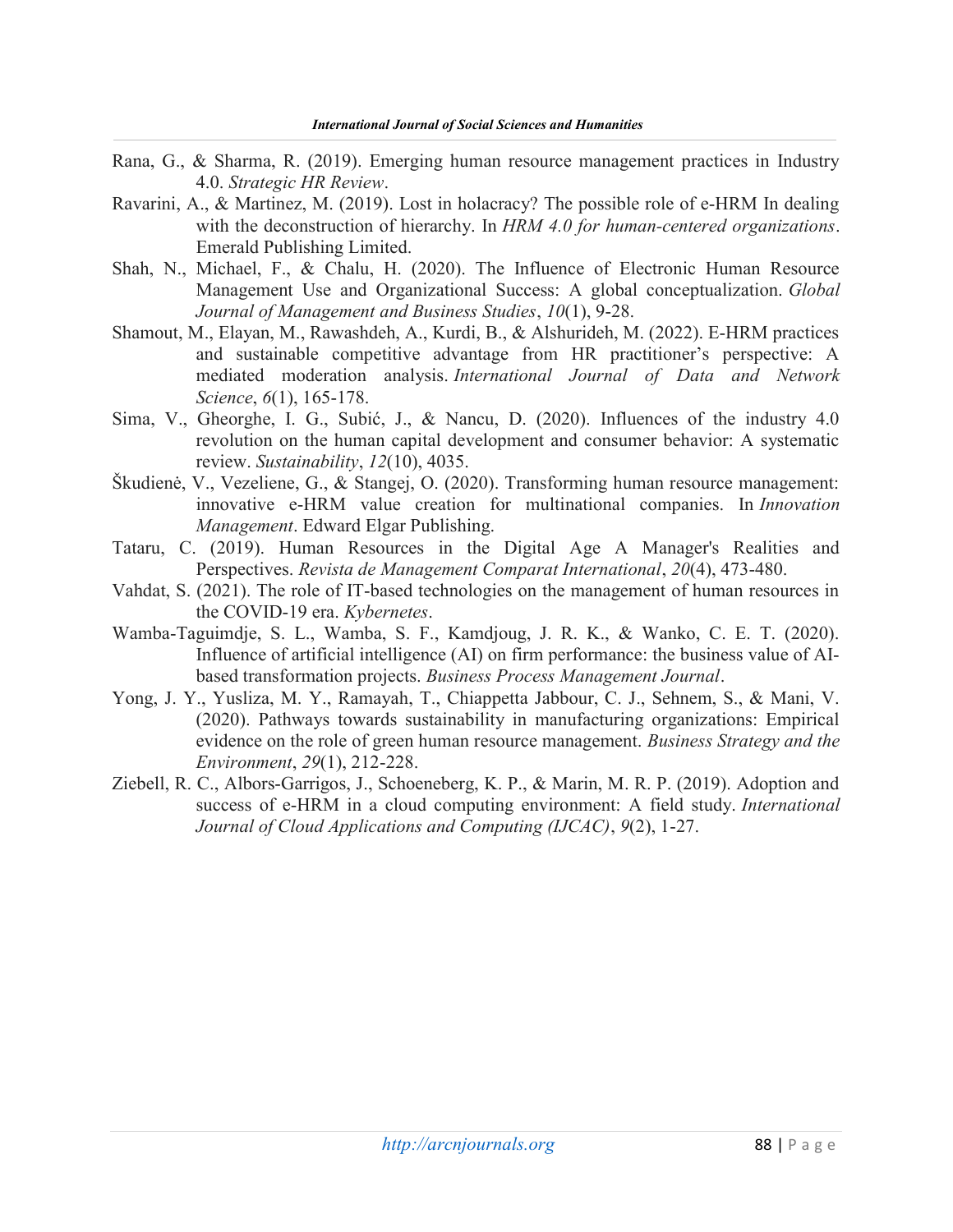Rana, G., & Sharma, R. (2019). Emerging human resource management practices in Industry 4.0. *Strategic HR Review*.

Ravarini, A., & Martinez, M. (2019). Lost in holacracy? The possible role of e-HRM In dealing with the deconstruction of hierarchy. In *HRM 4.0 for human-centered organizations*. Emerald Publishing Limited.

Shah, N., Michael, F., & Chalu, H. (2020). The Influence of Electronic Human Resource Management Use and Organizational Success: A global conceptualization. *Global Journal of Management and Business Studies*, *10*(1), 9-28.

Shamout, M., Elayan, M., Rawashdeh, A., Kurdi, B., & Alshurideh, M. (2022). E-HRM practices and sustainable competitive advantage from HR practitioner's perspective: A mediated moderation analysis. *International Journal of Data and Network Science*, *6*(1), 165-178.

Sima, V., Gheorghe, I. G., Subić, J., & Nancu, D. (2020). Influences of the industry 4.0 revolution on the human capital development and consumer behavior: A systematic review. *Sustainability*, *12*(10), 4035.

Škudienė, V., Vezeliene, G., & Stangej, O. (2020). Transforming human resource management: innovative e-HRM value creation for multinational companies. In *Innovation Management*. Edward Elgar Publishing.

Tataru, C. (2019). Human Resources in the Digital Age A Manager's Realities and Perspectives. *Revista de Management Comparat International*, *20*(4), 473-480.

Vahdat, S. (2021). The role of IT-based technologies on the management of human resources in the COVID-19 era. *Kybernetes*.

Wamba-Taguimdje, S. L., Wamba, S. F., Kamdjoug, J. R. K., & Wanko, C. E. T. (2020). Influence of artificial intelligence (AI) on firm performance: the business value of AI-based transformation projects. *Business Process Management Journal*.

Yong, J. Y., Yusliza, M. Y., Ramayah, T., Chiappetta Jabbour, C. J., Sehnem, S., & Mani, V. (2020). Pathways towards sustainability in manufacturing organizations: Empirical evidence on the role of green human resource management. *Business Strategy and the Environment*, *29*(1), 212-228.

Ziebell, R. C., Albors-Garrigos, J., Schoeneberg, K. P., & Marin, M. R. P. (2019). Adoption and success of e-HRM in a cloud computing environment: A field study. *International Journal of Cloud Applications and Computing (IJCAC)*, *9*(2), 1-27.